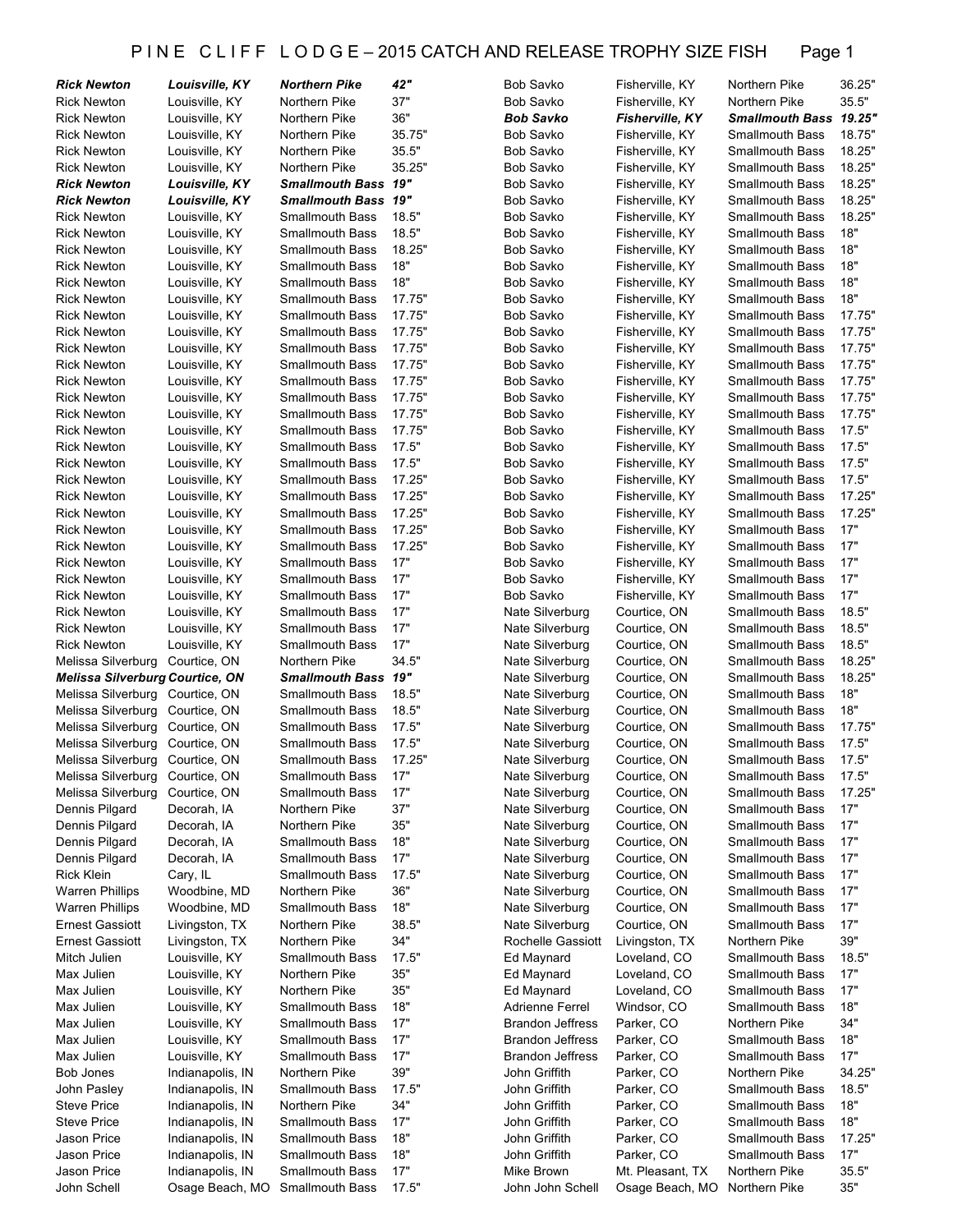# PINE CLIFF LODGE – 2015 CATCH AND RELEASE TROPHY SIZE FISH

| Name | Location | Species | Length |
|---|---|---|---|
| ***Rick Newton*** | ***Louisville, KY*** | ***Northern Pike*** | ***42"*** |
| Rick Newton | Louisville, KY | Northern Pike | 37" |
| Rick Newton | Louisville, KY | Northern Pike | 36" |
| Rick Newton | Louisville, KY | Northern Pike | 35.75" |
| Rick Newton | Louisville, KY | Northern Pike | 35.5" |
| Rick Newton | Louisville, KY | Northern Pike | 35.25" |
| ***Rick Newton*** | ***Louisville, KY*** | ***Smallmouth Bass*** | ***19"*** |
| ***Rick Newton*** | ***Louisville, KY*** | ***Smallmouth Bass*** | ***19"*** |
| Rick Newton | Louisville, KY | Smallmouth Bass | 18.5" |
| Rick Newton | Louisville, KY | Smallmouth Bass | 18.5" |
| Rick Newton | Louisville, KY | Smallmouth Bass | 18.25" |
| Rick Newton | Louisville, KY | Smallmouth Bass | 18" |
| Rick Newton | Louisville, KY | Smallmouth Bass | 18" |
| Rick Newton | Louisville, KY | Smallmouth Bass | 17.75" |
| Rick Newton | Louisville, KY | Smallmouth Bass | 17.75" |
| Rick Newton | Louisville, KY | Smallmouth Bass | 17.75" |
| Rick Newton | Louisville, KY | Smallmouth Bass | 17.75" |
| Rick Newton | Louisville, KY | Smallmouth Bass | 17.75" |
| Rick Newton | Louisville, KY | Smallmouth Bass | 17.75" |
| Rick Newton | Louisville, KY | Smallmouth Bass | 17.75" |
| Rick Newton | Louisville, KY | Smallmouth Bass | 17.75" |
| Rick Newton | Louisville, KY | Smallmouth Bass | 17.5" |
| Rick Newton | Louisville, KY | Smallmouth Bass | 17.5" |
| Rick Newton | Louisville, KY | Smallmouth Bass | 17.25" |
| Rick Newton | Louisville, KY | Smallmouth Bass | 17.25" |
| Rick Newton | Louisville, KY | Smallmouth Bass | 17.25" |
| Rick Newton | Louisville, KY | Smallmouth Bass | 17.25" |
| Rick Newton | Louisville, KY | Smallmouth Bass | 17.25" |
| Rick Newton | Louisville, KY | Smallmouth Bass | 17" |
| Rick Newton | Louisville, KY | Smallmouth Bass | 17" |
| Rick Newton | Louisville, KY | Smallmouth Bass | 17" |
| Rick Newton | Louisville, KY | Smallmouth Bass | 17" |
| Rick Newton | Louisville, KY | Smallmouth Bass | 17" |
| Rick Newton | Louisville, KY | Smallmouth Bass | 17" |
| Melissa Silverburg | Courtice, ON | Northern Pike | 34.5" |
| ***Melissa Silverburg*** | ***Courtice, ON*** | ***Smallmouth Bass*** | ***19"*** |
| Melissa Silverburg | Courtice, ON | Smallmouth Bass | 18.5" |
| Melissa Silverburg | Courtice, ON | Smallmouth Bass | 18.5" |
| Melissa Silverburg | Courtice, ON | Smallmouth Bass | 17.5" |
| Melissa Silverburg | Courtice, ON | Smallmouth Bass | 17.5" |
| Melissa Silverburg | Courtice, ON | Smallmouth Bass | 17.25" |
| Melissa Silverburg | Courtice, ON | Smallmouth Bass | 17" |
| Melissa Silverburg | Courtice, ON | Smallmouth Bass | 17" |
| Dennis Pilgard | Decorah, IA | Northern Pike | 37" |
| Dennis Pilgard | Decorah, IA | Northern Pike | 35" |
| Dennis Pilgard | Decorah, IA | Smallmouth Bass | 18" |
| Dennis Pilgard | Decorah, IA | Smallmouth Bass | 17" |
| Rick Klein | Cary, IL | Smallmouth Bass | 17.5" |
| Warren Phillips | Woodbine, MD | Northern Pike | 36" |
| Warren Phillips | Woodbine, MD | Smallmouth Bass | 18" |
| Ernest Gassiott | Livingston, TX | Northern Pike | 38.5" |
| Ernest Gassiott | Livingston, TX | Northern Pike | 34" |
| Mitch Julien | Louisville, KY | Smallmouth Bass | 17.5" |
| Max Julien | Louisville, KY | Northern Pike | 35" |
| Max Julien | Louisville, KY | Northern Pike | 35" |
| Max Julien | Louisville, KY | Smallmouth Bass | 18" |
| Max Julien | Louisville, KY | Smallmouth Bass | 17" |
| Max Julien | Louisville, KY | Smallmouth Bass | 17" |
| Max Julien | Louisville, KY | Smallmouth Bass | 17" |
| Bob Jones | Indianapolis, IN | Northern Pike | 39" |
| John Pasley | Indianapolis, IN | Smallmouth Bass | 17.5" |
| Steve Price | Indianapolis, IN | Northern Pike | 34" |
| Steve Price | Indianapolis, IN | Smallmouth Bass | 17" |
| Jason Price | Indianapolis, IN | Smallmouth Bass | 18" |
| Jason Price | Indianapolis, IN | Smallmouth Bass | 18" |
| Jason Price | Indianapolis, IN | Smallmouth Bass | 17" |
| John Schell | Osage Beach, MO | Smallmouth Bass | 17.5" |
| Bob Savko | Fisherville, KY | Northern Pike | 36.25" |
| Bob Savko | Fisherville, KY | Northern Pike | 35.5" |
| ***Bob Savko*** | ***Fisherville, KY*** | ***Smallmouth Bass*** | ***19.25"*** |
| Bob Savko | Fisherville, KY | Smallmouth Bass | 18.75" |
| Bob Savko | Fisherville, KY | Smallmouth Bass | 18.25" |
| Bob Savko | Fisherville, KY | Smallmouth Bass | 18.25" |
| Bob Savko | Fisherville, KY | Smallmouth Bass | 18.25" |
| Bob Savko | Fisherville, KY | Smallmouth Bass | 18.25" |
| Bob Savko | Fisherville, KY | Smallmouth Bass | 18.25" |
| Bob Savko | Fisherville, KY | Smallmouth Bass | 18" |
| Bob Savko | Fisherville, KY | Smallmouth Bass | 18" |
| Bob Savko | Fisherville, KY | Smallmouth Bass | 18" |
| Bob Savko | Fisherville, KY | Smallmouth Bass | 18" |
| Bob Savko | Fisherville, KY | Smallmouth Bass | 18" |
| Bob Savko | Fisherville, KY | Smallmouth Bass | 17.75" |
| Bob Savko | Fisherville, KY | Smallmouth Bass | 17.75" |
| Bob Savko | Fisherville, KY | Smallmouth Bass | 17.75" |
| Bob Savko | Fisherville, KY | Smallmouth Bass | 17.75" |
| Bob Savko | Fisherville, KY | Smallmouth Bass | 17.75" |
| Bob Savko | Fisherville, KY | Smallmouth Bass | 17.75" |
| Bob Savko | Fisherville, KY | Smallmouth Bass | 17.75" |
| Bob Savko | Fisherville, KY | Smallmouth Bass | 17.5" |
| Bob Savko | Fisherville, KY | Smallmouth Bass | 17.5" |
| Bob Savko | Fisherville, KY | Smallmouth Bass | 17.5" |
| Bob Savko | Fisherville, KY | Smallmouth Bass | 17.5" |
| Bob Savko | Fisherville, KY | Smallmouth Bass | 17.25" |
| Bob Savko | Fisherville, KY | Smallmouth Bass | 17.25" |
| Bob Savko | Fisherville, KY | Smallmouth Bass | 17" |
| Bob Savko | Fisherville, KY | Smallmouth Bass | 17" |
| Bob Savko | Fisherville, KY | Smallmouth Bass | 17" |
| Bob Savko | Fisherville, KY | Smallmouth Bass | 17" |
| Bob Savko | Fisherville, KY | Smallmouth Bass | 17" |
| Nate Silverburg | Courtice, ON | Smallmouth Bass | 18.5" |
| Nate Silverburg | Courtice, ON | Smallmouth Bass | 18.5" |
| Nate Silverburg | Courtice, ON | Smallmouth Bass | 18.5" |
| Nate Silverburg | Courtice, ON | Smallmouth Bass | 18.25" |
| Nate Silverburg | Courtice, ON | Smallmouth Bass | 18.25" |
| Nate Silverburg | Courtice, ON | Smallmouth Bass | 18" |
| Nate Silverburg | Courtice, ON | Smallmouth Bass | 18" |
| Nate Silverburg | Courtice, ON | Smallmouth Bass | 17.75" |
| Nate Silverburg | Courtice, ON | Smallmouth Bass | 17.5" |
| Nate Silverburg | Courtice, ON | Smallmouth Bass | 17.5" |
| Nate Silverburg | Courtice, ON | Smallmouth Bass | 17.5" |
| Nate Silverburg | Courtice, ON | Smallmouth Bass | 17.25" |
| Nate Silverburg | Courtice, ON | Smallmouth Bass | 17" |
| Nate Silverburg | Courtice, ON | Smallmouth Bass | 17" |
| Nate Silverburg | Courtice, ON | Smallmouth Bass | 17" |
| Nate Silverburg | Courtice, ON | Smallmouth Bass | 17" |
| Nate Silverburg | Courtice, ON | Smallmouth Bass | 17" |
| Nate Silverburg | Courtice, ON | Smallmouth Bass | 17" |
| Nate Silverburg | Courtice, ON | Smallmouth Bass | 17" |
| Nate Silverburg | Courtice, ON | Smallmouth Bass | 17" |
| Rochelle Gassiott | Livingston, TX | Northern Pike | 39" |
| Ed Maynard | Loveland, CO | Smallmouth Bass | 18.5" |
| Ed Maynard | Loveland, CO | Smallmouth Bass | 17" |
| Ed Maynard | Loveland, CO | Smallmouth Bass | 17" |
| Adrienne Ferrel | Windsor, CO | Smallmouth Bass | 18" |
| Brandon Jeffress | Parker, CO | Northern Pike | 34" |
| Brandon Jeffress | Parker, CO | Smallmouth Bass | 18" |
| Brandon Jeffress | Parker, CO | Smallmouth Bass | 17" |
| John Griffith | Parker, CO | Northern Pike | 34.25" |
| John Griffith | Parker, CO | Smallmouth Bass | 18.5" |
| John Griffith | Parker, CO | Smallmouth Bass | 18" |
| John Griffith | Parker, CO | Smallmouth Bass | 18" |
| John Griffith | Parker, CO | Smallmouth Bass | 17.25" |
| John Griffith | Parker, CO | Smallmouth Bass | 17" |
| Mike Brown | Mt. Pleasant, TX | Northern Pike | 35.5" |
| John John Schell | Osage Beach, MO | Northern Pike | 35" |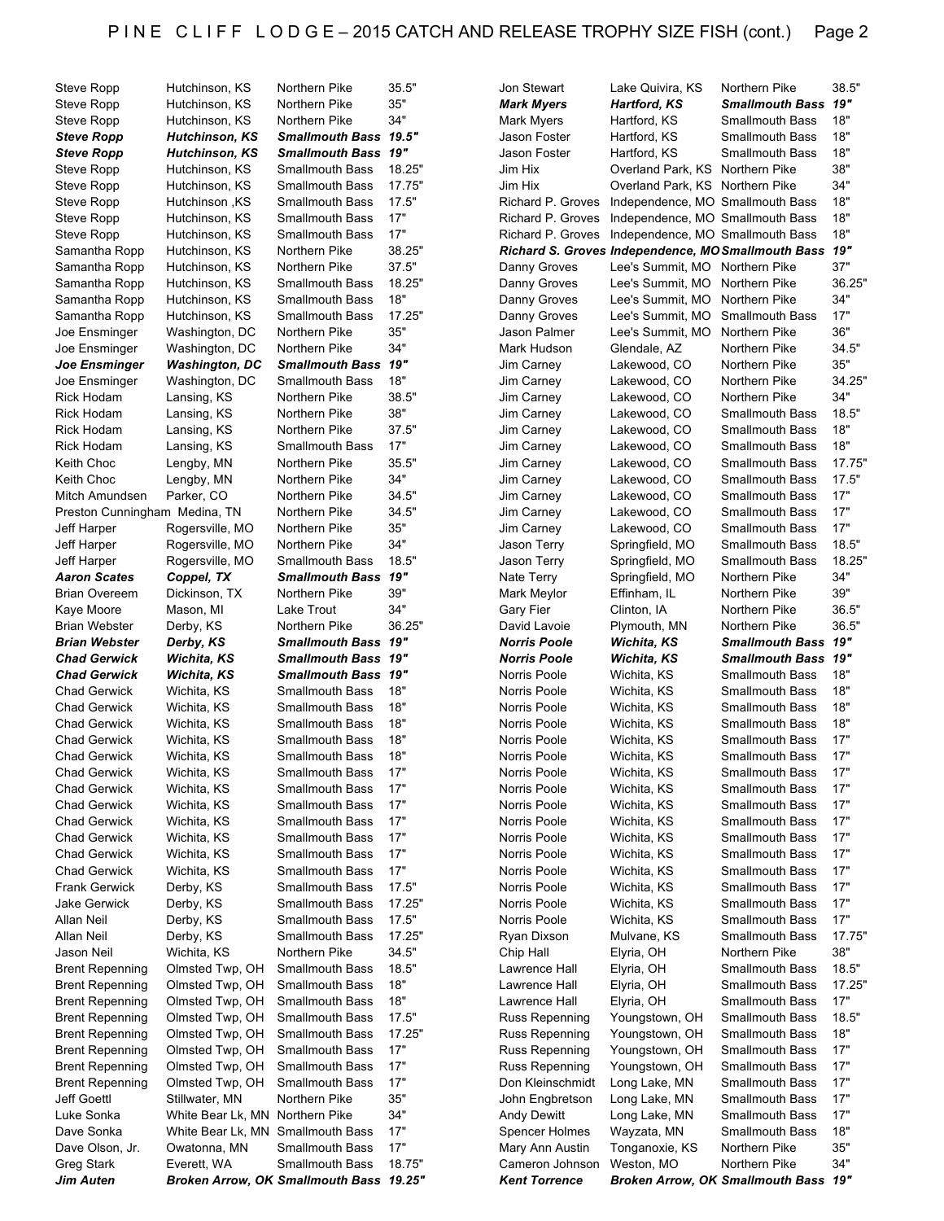# PINE CLIFF LODGE – 2015 CATCH AND RELEASE TROPHY SIZE FISH (cont.)

| Name | Hometown | Species | Size |
|---|---|---|---|
| Steve Ropp | Hutchinson, KS | Northern Pike | 35.5" |
| Steve Ropp | Hutchinson, KS | Northern Pike | 35" |
| Steve Ropp | Hutchinson, KS | Northern Pike | 34" |
| ***Steve Ropp*** | ***Hutchinson, KS*** | ***Smallmouth Bass*** | ***19.5"*** |
| ***Steve Ropp*** | ***Hutchinson, KS*** | ***Smallmouth Bass*** | ***19"*** |
| Steve Ropp | Hutchinson, KS | Smallmouth Bass | 18.25" |
| Steve Ropp | Hutchinson, KS | Smallmouth Bass | 17.75" |
| Steve Ropp | Hutchinson ,KS | Smallmouth Bass | 17.5" |
| Steve Ropp | Hutchinson, KS | Smallmouth Bass | 17" |
| Steve Ropp | Hutchinson, KS | Smallmouth Bass | 17" |
| Samantha Ropp | Hutchinson, KS | Northern Pike | 38.25" |
| Samantha Ropp | Hutchinson, KS | Northern Pike | 37.5" |
| Samantha Ropp | Hutchinson, KS | Smallmouth Bass | 18.25" |
| Samantha Ropp | Hutchinson, KS | Smallmouth Bass | 18" |
| Samantha Ropp | Hutchinson, KS | Smallmouth Bass | 17.25" |
| Joe Ensminger | Washington, DC | Northern Pike | 35" |
| Joe Ensminger | Washington, DC | Northern Pike | 34" |
| ***Joe Ensminger*** | ***Washington, DC*** | ***Smallmouth Bass*** | ***19"*** |
| Joe Ensminger | Washington, DC | Smallmouth Bass | 18" |
| Rick Hodam | Lansing, KS | Northern Pike | 38.5" |
| Rick Hodam | Lansing, KS | Northern Pike | 38" |
| Rick Hodam | Lansing, KS | Northern Pike | 37.5" |
| Rick Hodam | Lansing, KS | Smallmouth Bass | 17" |
| Keith Choc | Lengby, MN | Northern Pike | 35.5" |
| Keith Choc | Lengby, MN | Northern Pike | 34" |
| Mitch Amundsen | Parker, CO | Northern Pike | 34.5" |
| Preston Cunningham | Medina, TN | Northern Pike | 34.5" |
| Jeff Harper | Rogersville, MO | Northern Pike | 35" |
| Jeff Harper | Rogersville, MO | Northern Pike | 34" |
| Jeff Harper | Rogersville, MO | Smallmouth Bass | 18.5" |
| ***Aaron Scates*** | ***Coppel, TX*** | ***Smallmouth Bass*** | ***19"*** |
| Brian Overeem | Dickinson, TX | Northern Pike | 39" |
| Kaye Moore | Mason, MI | Lake Trout | 34" |
| Brian Webster | Derby, KS | Northern Pike | 36.25" |
| ***Brian Webster*** | ***Derby, KS*** | ***Smallmouth Bass*** | ***19"*** |
| ***Chad Gerwick*** | ***Wichita, KS*** | ***Smallmouth Bass*** | ***19"*** |
| ***Chad Gerwick*** | ***Wichita, KS*** | ***Smallmouth Bass*** | ***19"*** |
| Chad Gerwick | Wichita, KS | Smallmouth Bass | 18" |
| Chad Gerwick | Wichita, KS | Smallmouth Bass | 18" |
| Chad Gerwick | Wichita, KS | Smallmouth Bass | 18" |
| Chad Gerwick | Wichita, KS | Smallmouth Bass | 18" |
| Chad Gerwick | Wichita, KS | Smallmouth Bass | 18" |
| Chad Gerwick | Wichita, KS | Smallmouth Bass | 17" |
| Chad Gerwick | Wichita, KS | Smallmouth Bass | 17" |
| Chad Gerwick | Wichita, KS | Smallmouth Bass | 17" |
| Chad Gerwick | Wichita, KS | Smallmouth Bass | 17" |
| Chad Gerwick | Wichita, KS | Smallmouth Bass | 17" |
| Chad Gerwick | Wichita, KS | Smallmouth Bass | 17" |
| Chad Gerwick | Wichita, KS | Smallmouth Bass | 17" |
| Frank Gerwick | Derby, KS | Smallmouth Bass | 17.5" |
| Jake Gerwick | Derby, KS | Smallmouth Bass | 17.25" |
| Allan Neil | Derby, KS | Smallmouth Bass | 17.5" |
| Allan Neil | Derby, KS | Smallmouth Bass | 17.25" |
| Jason Neil | Wichita, KS | Northern Pike | 34.5" |
| Brent Repenning | Olmsted Twp, OH | Smallmouth Bass | 18.5" |
| Brent Repenning | Olmsted Twp, OH | Smallmouth Bass | 18" |
| Brent Repenning | Olmsted Twp, OH | Smallmouth Bass | 18" |
| Brent Repenning | Olmsted Twp, OH | Smallmouth Bass | 17.5" |
| Brent Repenning | Olmsted Twp, OH | Smallmouth Bass | 17.25" |
| Brent Repenning | Olmsted Twp, OH | Smallmouth Bass | 17" |
| Brent Repenning | Olmsted Twp, OH | Smallmouth Bass | 17" |
| Brent Repenning | Olmsted Twp, OH | Smallmouth Bass | 17" |
| Jeff Goettl | Stillwater, MN | Northern Pike | 35" |
| Luke Sonka | White Bear Lk, MN | Northern Pike | 34" |
| Dave Sonka | White Bear Lk, MN | Smallmouth Bass | 17" |
| Dave Olson, Jr. | Owatonna, MN | Smallmouth Bass | 17" |
| Greg Stark | Everett, WA | Smallmouth Bass | 18.75" |
| ***Jim Auten*** | ***Broken Arrow, OK*** | ***Smallmouth Bass*** | ***19.25"*** |
| Jon Stewart | Lake Quivira, KS | Northern Pike | 38.5" |
| ***Mark Myers*** | ***Hartford, KS*** | ***Smallmouth Bass*** | ***19"*** |
| Mark Myers | Hartford, KS | Smallmouth Bass | 18" |
| Jason Foster | Hartford, KS | Smallmouth Bass | 18" |
| Jason Foster | Hartford, KS | Smallmouth Bass | 18" |
| Jim Hix | Overland Park, KS | Northern Pike | 38" |
| Jim Hix | Overland Park, KS | Northern Pike | 34" |
| Richard P. Groves | Independence, MO | Smallmouth Bass | 18" |
| Richard P. Groves | Independence, MO | Smallmouth Bass | 18" |
| Richard P. Groves | Independence, MO | Smallmouth Bass | 18" |
| ***Richard S. Groves*** | ***Independence, MO*** | ***Smallmouth Bass*** | ***19"*** |
| Danny Groves | Lee's Summit, MO | Northern Pike | 37" |
| Danny Groves | Lee's Summit, MO | Northern Pike | 36.25" |
| Danny Groves | Lee's Summit, MO | Northern Pike | 34" |
| Danny Groves | Lee's Summit, MO | Smallmouth Bass | 17" |
| Jason Palmer | Lee's Summit, MO | Northern Pike | 36" |
| Mark Hudson | Glendale, AZ | Northern Pike | 34.5" |
| Jim Carney | Lakewood, CO | Northern Pike | 35" |
| Jim Carney | Lakewood, CO | Northern Pike | 34.25" |
| Jim Carney | Lakewood, CO | Northern Pike | 34" |
| Jim Carney | Lakewood, CO | Smallmouth Bass | 18.5" |
| Jim Carney | Lakewood, CO | Smallmouth Bass | 18" |
| Jim Carney | Lakewood, CO | Smallmouth Bass | 18" |
| Jim Carney | Lakewood, CO | Smallmouth Bass | 17.75" |
| Jim Carney | Lakewood, CO | Smallmouth Bass | 17.5" |
| Jim Carney | Lakewood, CO | Smallmouth Bass | 17" |
| Jim Carney | Lakewood, CO | Smallmouth Bass | 17" |
| Jim Carney | Lakewood, CO | Smallmouth Bass | 17" |
| Jason Terry | Springfield, MO | Smallmouth Bass | 18.5" |
| Jason Terry | Springfield, MO | Smallmouth Bass | 18.25" |
| Nate Terry | Springfield, MO | Northern Pike | 34" |
| Mark Meylor | Effinham, IL | Northern Pike | 39" |
| Gary Fier | Clinton, IA | Northern Pike | 36.5" |
| David Lavoie | Plymouth, MN | Northern Pike | 36.5" |
| ***Norris Poole*** | ***Wichita, KS*** | ***Smallmouth Bass*** | ***19"*** |
| ***Norris Poole*** | ***Wichita, KS*** | ***Smallmouth Bass*** | ***19"*** |
| Norris Poole | Wichita, KS | Smallmouth Bass | 18" |
| Norris Poole | Wichita, KS | Smallmouth Bass | 18" |
| Norris Poole | Wichita, KS | Smallmouth Bass | 18" |
| Norris Poole | Wichita, KS | Smallmouth Bass | 18" |
| Norris Poole | Wichita, KS | Smallmouth Bass | 17" |
| Norris Poole | Wichita, KS | Smallmouth Bass | 17" |
| Norris Poole | Wichita, KS | Smallmouth Bass | 17" |
| Norris Poole | Wichita, KS | Smallmouth Bass | 17" |
| Norris Poole | Wichita, KS | Smallmouth Bass | 17" |
| Norris Poole | Wichita, KS | Smallmouth Bass | 17" |
| Norris Poole | Wichita, KS | Smallmouth Bass | 17" |
| Norris Poole | Wichita, KS | Smallmouth Bass | 17" |
| Norris Poole | Wichita, KS | Smallmouth Bass | 17" |
| Norris Poole | Wichita, KS | Smallmouth Bass | 17" |
| Norris Poole | Wichita, KS | Smallmouth Bass | 17" |
| Ryan Dixson | Mulvane, KS | Smallmouth Bass | 17.75" |
| Chip Hall | Elyria, OH | Northern Pike | 38" |
| Lawrence Hall | Elyria, OH | Smallmouth Bass | 18.5" |
| Lawrence Hall | Elyria, OH | Smallmouth Bass | 17.25" |
| Lawrence Hall | Elyria, OH | Smallmouth Bass | 17" |
| Russ Repenning | Youngstown, OH | Smallmouth Bass | 18.5" |
| Russ Repenning | Youngstown, OH | Smallmouth Bass | 18" |
| Russ Repenning | Youngstown, OH | Smallmouth Bass | 17" |
| Russ Repenning | Youngstown, OH | Smallmouth Bass | 17" |
| Don Kleinschmidt | Long Lake, MN | Smallmouth Bass | 17" |
| John Engbretson | Long Lake, MN | Smallmouth Bass | 17" |
| Andy Dewitt | Long Lake, MN | Smallmouth Bass | 17" |
| Spencer Holmes | Wayzata, MN | Smallmouth Bass | 18" |
| Mary Ann Austin | Tonganoxie, KS | Northern Pike | 35" |
| Cameron Johnson | Weston, MO | Northern Pike | 34" |
| ***Kent Torrence*** | ***Broken Arrow, OK*** | ***Smallmouth Bass*** | ***19"*** |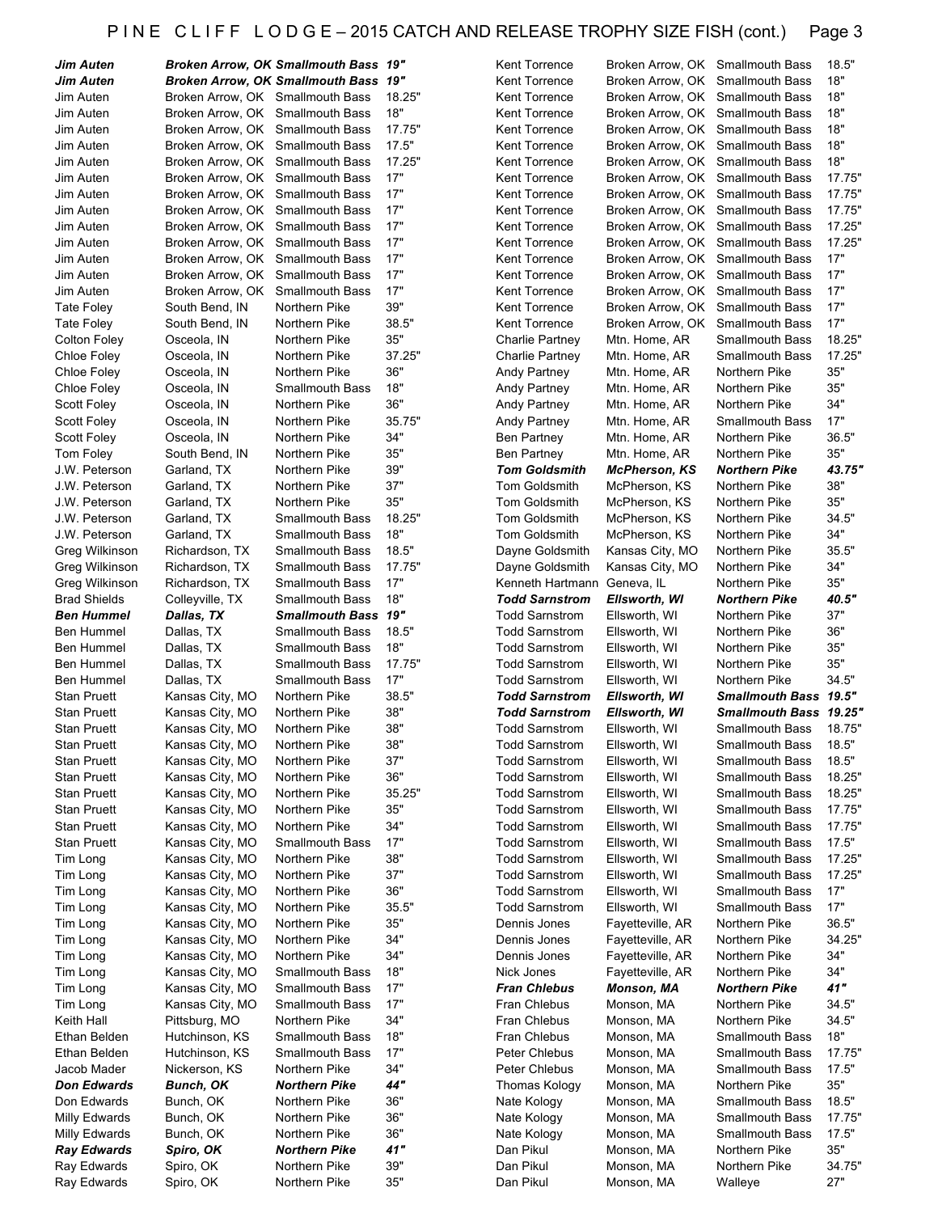# PINE CLIFF LODGE – 2015 CATCH AND RELEASE TROPHY SIZE FISH (cont.)

| Name | Hometown | Species | Length |
|---|---|---|---|
| ***Jim Auten*** | ***Broken Arrow, OK*** | ***Smallmouth Bass*** | ***19"*** |
| ***Jim Auten*** | ***Broken Arrow, OK*** | ***Smallmouth Bass*** | ***19"*** |
| Jim Auten | Broken Arrow, OK | Smallmouth Bass | 18.25" |
| Jim Auten | Broken Arrow, OK | Smallmouth Bass | 18" |
| Jim Auten | Broken Arrow, OK | Smallmouth Bass | 17.75" |
| Jim Auten | Broken Arrow, OK | Smallmouth Bass | 17.5" |
| Jim Auten | Broken Arrow, OK | Smallmouth Bass | 17.25" |
| Jim Auten | Broken Arrow, OK | Smallmouth Bass | 17" |
| Jim Auten | Broken Arrow, OK | Smallmouth Bass | 17" |
| Jim Auten | Broken Arrow, OK | Smallmouth Bass | 17" |
| Jim Auten | Broken Arrow, OK | Smallmouth Bass | 17" |
| Jim Auten | Broken Arrow, OK | Smallmouth Bass | 17" |
| Jim Auten | Broken Arrow, OK | Smallmouth Bass | 17" |
| Jim Auten | Broken Arrow, OK | Smallmouth Bass | 17" |
| Jim Auten | Broken Arrow, OK | Smallmouth Bass | 17" |
| Tate Foley | South Bend, IN | Northern Pike | 39" |
| Tate Foley | South Bend, IN | Northern Pike | 38.5" |
| Colton Foley | Osceola, IN | Northern Pike | 35" |
| Chloe Foley | Osceola, IN | Northern Pike | 37.25" |
| Chloe Foley | Osceola, IN | Northern Pike | 36" |
| Chloe Foley | Osceola, IN | Smallmouth Bass | 18" |
| Scott Foley | Osceola, IN | Northern Pike | 36" |
| Scott Foley | Osceola, IN | Northern Pike | 35.75" |
| Scott Foley | Osceola, IN | Northern Pike | 34" |
| Tom Foley | South Bend, IN | Northern Pike | 35" |
| J.W. Peterson | Garland, TX | Northern Pike | 39" |
| J.W. Peterson | Garland, TX | Northern Pike | 37" |
| J.W. Peterson | Garland, TX | Northern Pike | 35" |
| J.W. Peterson | Garland, TX | Smallmouth Bass | 18.25" |
| J.W. Peterson | Garland, TX | Smallmouth Bass | 18" |
| Greg Wilkinson | Richardson, TX | Smallmouth Bass | 18.5" |
| Greg Wilkinson | Richardson, TX | Smallmouth Bass | 17.75" |
| Greg Wilkinson | Richardson, TX | Smallmouth Bass | 17" |
| Brad Shields | Colleyville, TX | Smallmouth Bass | 18" |
| ***Ben Hummel*** | ***Dallas, TX*** | ***Smallmouth Bass*** | ***19"*** |
| Ben Hummel | Dallas, TX | Smallmouth Bass | 18.5" |
| Ben Hummel | Dallas, TX | Smallmouth Bass | 18" |
| Ben Hummel | Dallas, TX | Smallmouth Bass | 17.75" |
| Ben Hummel | Dallas, TX | Smallmouth Bass | 17" |
| Stan Pruett | Kansas City, MO | Northern Pike | 38.5" |
| Stan Pruett | Kansas City, MO | Northern Pike | 38" |
| Stan Pruett | Kansas City, MO | Northern Pike | 38" |
| Stan Pruett | Kansas City, MO | Northern Pike | 38" |
| Stan Pruett | Kansas City, MO | Northern Pike | 37" |
| Stan Pruett | Kansas City, MO | Northern Pike | 36" |
| Stan Pruett | Kansas City, MO | Northern Pike | 35.25" |
| Stan Pruett | Kansas City, MO | Northern Pike | 35" |
| Stan Pruett | Kansas City, MO | Northern Pike | 34" |
| Stan Pruett | Kansas City, MO | Smallmouth Bass | 17" |
| Tim Long | Kansas City, MO | Northern Pike | 38" |
| Tim Long | Kansas City, MO | Northern Pike | 37" |
| Tim Long | Kansas City, MO | Northern Pike | 36" |
| Tim Long | Kansas City, MO | Northern Pike | 35.5" |
| Tim Long | Kansas City, MO | Northern Pike | 35" |
| Tim Long | Kansas City, MO | Northern Pike | 34" |
| Tim Long | Kansas City, MO | Northern Pike | 34" |
| Tim Long | Kansas City, MO | Smallmouth Bass | 18" |
| Tim Long | Kansas City, MO | Smallmouth Bass | 17" |
| Tim Long | Kansas City, MO | Smallmouth Bass | 17" |
| Keith Hall | Pittsburg, MO | Northern Pike | 34" |
| Ethan Belden | Hutchinson, KS | Smallmouth Bass | 18" |
| Ethan Belden | Hutchinson, KS | Smallmouth Bass | 17" |
| Jacob Mader | Nickerson, KS | Northern Pike | 34" |
| ***Don Edwards*** | ***Bunch, OK*** | ***Northern Pike*** | ***44"*** |
| Don Edwards | Bunch, OK | Northern Pike | 36" |
| Milly Edwards | Bunch, OK | Northern Pike | 36" |
| Milly Edwards | Bunch, OK | Northern Pike | 36" |
| ***Ray Edwards*** | ***Spiro, OK*** | ***Northern Pike*** | ***41"*** |
| Ray Edwards | Spiro, OK | Northern Pike | 39" |
| Ray Edwards | Spiro, OK | Northern Pike | 35" |
| Kent Torrence | Broken Arrow, OK | Smallmouth Bass | 18.5" |
| Kent Torrence | Broken Arrow, OK | Smallmouth Bass | 18" |
| Kent Torrence | Broken Arrow, OK | Smallmouth Bass | 18" |
| Kent Torrence | Broken Arrow, OK | Smallmouth Bass | 18" |
| Kent Torrence | Broken Arrow, OK | Smallmouth Bass | 18" |
| Kent Torrence | Broken Arrow, OK | Smallmouth Bass | 18" |
| Kent Torrence | Broken Arrow, OK | Smallmouth Bass | 17.75" |
| Kent Torrence | Broken Arrow, OK | Smallmouth Bass | 17.75" |
| Kent Torrence | Broken Arrow, OK | Smallmouth Bass | 17.75" |
| Kent Torrence | Broken Arrow, OK | Smallmouth Bass | 17.25" |
| Kent Torrence | Broken Arrow, OK | Smallmouth Bass | 17.25" |
| Kent Torrence | Broken Arrow, OK | Smallmouth Bass | 17" |
| Kent Torrence | Broken Arrow, OK | Smallmouth Bass | 17" |
| Kent Torrence | Broken Arrow, OK | Smallmouth Bass | 17" |
| Kent Torrence | Broken Arrow, OK | Smallmouth Bass | 17" |
| Kent Torrence | Broken Arrow, OK | Smallmouth Bass | 17" |
| Charlie Partney | Mtn. Home, AR | Smallmouth Bass | 18.25" |
| Charlie Partney | Mtn. Home, AR | Smallmouth Bass | 17.25" |
| Andy Partney | Mtn. Home, AR | Northern Pike | 35" |
| Andy Partney | Mtn. Home, AR | Northern Pike | 35" |
| Andy Partney | Mtn. Home, AR | Northern Pike | 34" |
| Andy Partney | Mtn. Home, AR | Smallmouth Bass | 17" |
| Ben Partney | Mtn. Home, AR | Northern Pike | 36.5" |
| Ben Partney | Mtn. Home, AR | Northern Pike | 35" |
| ***Tom Goldsmith*** | ***McPherson, KS*** | ***Northern Pike*** | ***43.75"*** |
| Tom Goldsmith | McPherson, KS | Northern Pike | 38" |
| Tom Goldsmith | McPherson, KS | Northern Pike | 35" |
| Tom Goldsmith | McPherson, KS | Northern Pike | 34.5" |
| Tom Goldsmith | McPherson, KS | Northern Pike | 34" |
| Dayne Goldsmith | Kansas City, MO | Northern Pike | 35.5" |
| Dayne Goldsmith | Kansas City, MO | Northern Pike | 34" |
| Kenneth Hartmann | Geneva, IL | Northern Pike | 35" |
| ***Todd Sarnstrom*** | ***Ellsworth, WI*** | ***Northern Pike*** | ***40.5"*** |
| Todd Sarnstrom | Ellsworth, WI | Northern Pike | 37" |
| Todd Sarnstrom | Ellsworth, WI | Northern Pike | 36" |
| Todd Sarnstrom | Ellsworth, WI | Northern Pike | 35" |
| Todd Sarnstrom | Ellsworth, WI | Northern Pike | 35" |
| Todd Sarnstrom | Ellsworth, WI | Northern Pike | 34.5" |
| ***Todd Sarnstrom*** | ***Ellsworth, WI*** | ***Smallmouth Bass*** | ***19.5"*** |
| ***Todd Sarnstrom*** | ***Ellsworth, WI*** | ***Smallmouth Bass*** | ***19.25"*** |
| Todd Sarnstrom | Ellsworth, WI | Smallmouth Bass | 18.75" |
| Todd Sarnstrom | Ellsworth, WI | Smallmouth Bass | 18.5" |
| Todd Sarnstrom | Ellsworth, WI | Smallmouth Bass | 18.5" |
| Todd Sarnstrom | Ellsworth, WI | Smallmouth Bass | 18.25" |
| Todd Sarnstrom | Ellsworth, WI | Smallmouth Bass | 18.25" |
| Todd Sarnstrom | Ellsworth, WI | Smallmouth Bass | 17.75" |
| Todd Sarnstrom | Ellsworth, WI | Smallmouth Bass | 17.75" |
| Todd Sarnstrom | Ellsworth, WI | Smallmouth Bass | 17.5" |
| Todd Sarnstrom | Ellsworth, WI | Smallmouth Bass | 17.25" |
| Todd Sarnstrom | Ellsworth, WI | Smallmouth Bass | 17.25" |
| Todd Sarnstrom | Ellsworth, WI | Smallmouth Bass | 17" |
| Todd Sarnstrom | Ellsworth, WI | Smallmouth Bass | 17" |
| Dennis Jones | Fayetteville, AR | Northern Pike | 36.5" |
| Dennis Jones | Fayetteville, AR | Northern Pike | 34.25" |
| Dennis Jones | Fayetteville, AR | Northern Pike | 34" |
| Nick Jones | Fayetteville, AR | Northern Pike | 34" |
| ***Fran Chlebus*** | ***Monson, MA*** | ***Northern Pike*** | ***41"*** |
| Fran Chlebus | Monson, MA | Northern Pike | 34.5" |
| Fran Chlebus | Monson, MA | Northern Pike | 34.5" |
| Fran Chlebus | Monson, MA | Smallmouth Bass | 18" |
| Peter Chlebus | Monson, MA | Smallmouth Bass | 17.75" |
| Peter Chlebus | Monson, MA | Smallmouth Bass | 17.5" |
| Thomas Kology | Monson, MA | Northern Pike | 35" |
| Nate Kology | Monson, MA | Smallmouth Bass | 18.5" |
| Nate Kology | Monson, MA | Smallmouth Bass | 17.75" |
| Nate Kology | Monson, MA | Smallmouth Bass | 17.5" |
| Dan Pikul | Monson, MA | Northern Pike | 35" |
| Dan Pikul | Monson, MA | Northern Pike | 34.75" |
| Dan Pikul | Monson, MA | Walleye | 27" |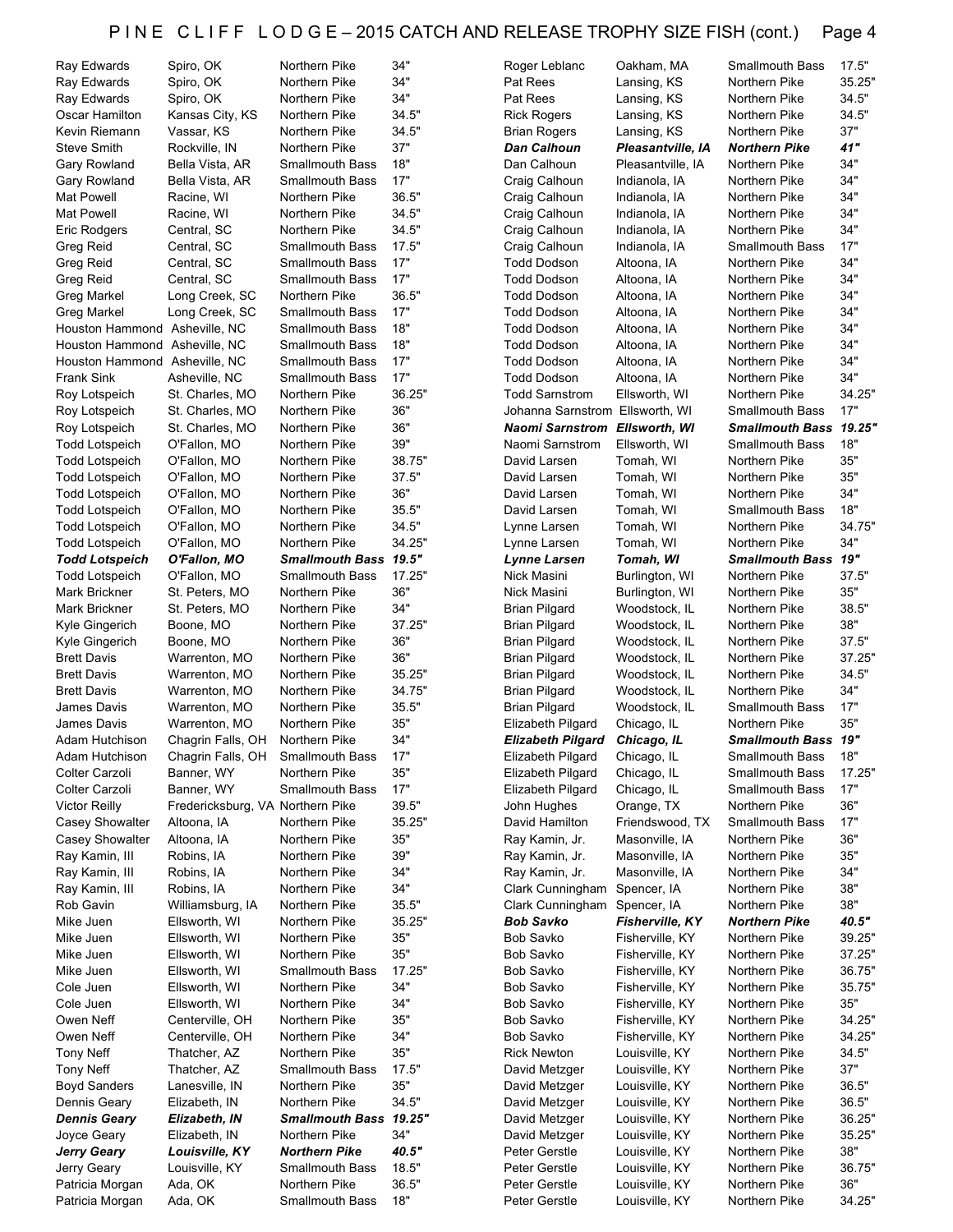# PINE CLIFF LODGE – 2015 CATCH AND RELEASE TROPHY SIZE FISH (cont.)

| Name | Hometown | Species | Length |
|---|---|---|---|
| Ray Edwards | Spiro, OK | Northern Pike | 34" |
| Ray Edwards | Spiro, OK | Northern Pike | 34" |
| Ray Edwards | Spiro, OK | Northern Pike | 34" |
| Oscar Hamilton | Kansas City, KS | Northern Pike | 34.5" |
| Kevin Riemann | Vassar, KS | Northern Pike | 34.5" |
| Steve Smith | Rockville, IN | Northern Pike | 37" |
| Gary Rowland | Bella Vista, AR | Smallmouth Bass | 18" |
| Gary Rowland | Bella Vista, AR | Smallmouth Bass | 17" |
| Mat Powell | Racine, WI | Northern Pike | 36.5" |
| Mat Powell | Racine, WI | Northern Pike | 34.5" |
| Eric Rodgers | Central, SC | Northern Pike | 34.5" |
| Greg Reid | Central, SC | Smallmouth Bass | 17.5" |
| Greg Reid | Central, SC | Smallmouth Bass | 17" |
| Greg Reid | Central, SC | Smallmouth Bass | 17" |
| Greg Markel | Long Creek, SC | Northern Pike | 36.5" |
| Greg Markel | Long Creek, SC | Smallmouth Bass | 17" |
| Houston Hammond | Asheville, NC | Smallmouth Bass | 18" |
| Houston Hammond | Asheville, NC | Smallmouth Bass | 18" |
| Houston Hammond | Asheville, NC | Smallmouth Bass | 17" |
| Frank Sink | Asheville, NC | Smallmouth Bass | 17" |
| Roy Lotspeich | St. Charles, MO | Northern Pike | 36.25" |
| Roy Lotspeich | St. Charles, MO | Northern Pike | 36" |
| Roy Lotspeich | St. Charles, MO | Northern Pike | 36" |
| Todd Lotspeich | O'Fallon, MO | Northern Pike | 39" |
| Todd Lotspeich | O'Fallon, MO | Northern Pike | 38.75" |
| Todd Lotspeich | O'Fallon, MO | Northern Pike | 37.5" |
| Todd Lotspeich | O'Fallon, MO | Northern Pike | 36" |
| Todd Lotspeich | O'Fallon, MO | Northern Pike | 35.5" |
| Todd Lotspeich | O'Fallon, MO | Northern Pike | 34.5" |
| Todd Lotspeich | O'Fallon, MO | Northern Pike | 34.25" |
| ***Todd Lotspeich*** | ***O'Fallon, MO*** | ***Smallmouth Bass*** | ***19.5"*** |
| Todd Lotspeich | O'Fallon, MO | Smallmouth Bass | 17.25" |
| Mark Brickner | St. Peters, MO | Northern Pike | 36" |
| Mark Brickner | St. Peters, MO | Northern Pike | 34" |
| Kyle Gingerich | Boone, MO | Northern Pike | 37.25" |
| Kyle Gingerich | Boone, MO | Northern Pike | 36" |
| Brett Davis | Warrenton, MO | Northern Pike | 36" |
| Brett Davis | Warrenton, MO | Northern Pike | 35.25" |
| Brett Davis | Warrenton, MO | Northern Pike | 34.75" |
| James Davis | Warrenton, MO | Northern Pike | 35.5" |
| James Davis | Warrenton, MO | Northern Pike | 35" |
| Adam Hutchison | Chagrin Falls, OH | Northern Pike | 34" |
| Adam Hutchison | Chagrin Falls, OH | Smallmouth Bass | 17" |
| Colter Carzoli | Banner, WY | Northern Pike | 35" |
| Colter Carzoli | Banner, WY | Smallmouth Bass | 17" |
| Victor Reilly | Fredericksburg, VA | Northern Pike | 39.5" |
| Casey Showalter | Altoona, IA | Northern Pike | 35.25" |
| Casey Showalter | Altoona, IA | Northern Pike | 35" |
| Ray Kamin, III | Robins, IA | Northern Pike | 39" |
| Ray Kamin, III | Robins, IA | Northern Pike | 34" |
| Ray Kamin, III | Robins, IA | Northern Pike | 34" |
| Rob Gavin | Williamsburg, IA | Northern Pike | 35.5" |
| Mike Juen | Ellsworth, WI | Northern Pike | 35.25" |
| Mike Juen | Ellsworth, WI | Northern Pike | 35" |
| Mike Juen | Ellsworth, WI | Northern Pike | 35" |
| Mike Juen | Ellsworth, WI | Smallmouth Bass | 17.25" |
| Cole Juen | Ellsworth, WI | Northern Pike | 34" |
| Cole Juen | Ellsworth, WI | Northern Pike | 34" |
| Owen Neff | Centerville, OH | Northern Pike | 35" |
| Owen Neff | Centerville, OH | Northern Pike | 34" |
| Tony Neff | Thatcher, AZ | Northern Pike | 35" |
| Tony Neff | Thatcher, AZ | Smallmouth Bass | 17.5" |
| Boyd Sanders | Lanesville, IN | Northern Pike | 35" |
| Dennis Geary | Elizabeth, IN | Northern Pike | 34.5" |
| ***Dennis Geary*** | ***Elizabeth, IN*** | ***Smallmouth Bass*** | ***19.25"*** |
| Joyce Geary | Elizabeth, IN | Northern Pike | 34" |
| ***Jerry Geary*** | ***Louisville, KY*** | ***Northern Pike*** | ***40.5"*** |
| Jerry Geary | Louisville, KY | Smallmouth Bass | 18.5" |
| Patricia Morgan | Ada, OK | Northern Pike | 36.5" |
| Patricia Morgan | Ada, OK | Smallmouth Bass | 18" |
| Roger Leblanc | Oakham, MA | Smallmouth Bass | 17.5" |
| Pat Rees | Lansing, KS | Northern Pike | 35.25" |
| Pat Rees | Lansing, KS | Northern Pike | 34.5" |
| Rick Rogers | Lansing, KS | Northern Pike | 34.5" |
| Brian Rogers | Lansing, KS | Northern Pike | 37" |
| ***Dan Calhoun*** | ***Pleasantville, IA*** | ***Northern Pike*** | ***41"*** |
| Dan Calhoun | Pleasantville, IA | Northern Pike | 34" |
| Craig Calhoun | Indianola, IA | Northern Pike | 34" |
| Craig Calhoun | Indianola, IA | Northern Pike | 34" |
| Craig Calhoun | Indianola, IA | Northern Pike | 34" |
| Craig Calhoun | Indianola, IA | Northern Pike | 34" |
| Craig Calhoun | Indianola, IA | Smallmouth Bass | 17" |
| Todd Dodson | Altoona, IA | Northern Pike | 34" |
| Todd Dodson | Altoona, IA | Northern Pike | 34" |
| Todd Dodson | Altoona, IA | Northern Pike | 34" |
| Todd Dodson | Altoona, IA | Northern Pike | 34" |
| Todd Dodson | Altoona, IA | Northern Pike | 34" |
| Todd Dodson | Altoona, IA | Northern Pike | 34" |
| Todd Dodson | Altoona, IA | Northern Pike | 34" |
| Todd Dodson | Altoona, IA | Northern Pike | 34" |
| Todd Sarnstrom | Ellsworth, WI | Northern Pike | 34.25" |
| Johanna Sarnstrom | Ellsworth, WI | Smallmouth Bass | 17" |
| ***Naomi Sarnstrom*** | ***Ellsworth, WI*** | ***Smallmouth Bass*** | ***19.25"*** |
| Naomi Sarnstrom | Ellsworth, WI | Smallmouth Bass | 18" |
| David Larsen | Tomah, WI | Northern Pike | 35" |
| David Larsen | Tomah, WI | Northern Pike | 35" |
| David Larsen | Tomah, WI | Northern Pike | 34" |
| David Larsen | Tomah, WI | Smallmouth Bass | 18" |
| Lynne Larsen | Tomah, WI | Northern Pike | 34.75" |
| Lynne Larsen | Tomah, WI | Northern Pike | 34" |
| ***Lynne Larsen*** | ***Tomah, WI*** | ***Smallmouth Bass*** | ***19"*** |
| Nick Masini | Burlington, WI | Northern Pike | 37.5" |
| Nick Masini | Burlington, WI | Northern Pike | 35" |
| Brian Pilgard | Woodstock, IL | Northern Pike | 38.5" |
| Brian Pilgard | Woodstock, IL | Northern Pike | 38" |
| Brian Pilgard | Woodstock, IL | Northern Pike | 37.5" |
| Brian Pilgard | Woodstock, IL | Northern Pike | 37.25" |
| Brian Pilgard | Woodstock, IL | Northern Pike | 34.5" |
| Brian Pilgard | Woodstock, IL | Northern Pike | 34" |
| Brian Pilgard | Woodstock, IL | Smallmouth Bass | 17" |
| Elizabeth Pilgard | Chicago, IL | Northern Pike | 35" |
| ***Elizabeth Pilgard*** | ***Chicago, IL*** | ***Smallmouth Bass*** | ***19"*** |
| Elizabeth Pilgard | Chicago, IL | Smallmouth Bass | 18" |
| Elizabeth Pilgard | Chicago, IL | Smallmouth Bass | 17.25" |
| Elizabeth Pilgard | Chicago, IL | Smallmouth Bass | 17" |
| John Hughes | Orange, TX | Northern Pike | 36" |
| David Hamilton | Friendswood, TX | Smallmouth Bass | 17" |
| Ray Kamin, Jr. | Masonville, IA | Northern Pike | 36" |
| Ray Kamin, Jr. | Masonville, IA | Northern Pike | 35" |
| Ray Kamin, Jr. | Masonville, IA | Northern Pike | 34" |
| Clark Cunningham | Spencer, IA | Northern Pike | 38" |
| Clark Cunningham | Spencer, IA | Northern Pike | 38" |
| ***Bob Savko*** | ***Fisherville, KY*** | ***Northern Pike*** | ***40.5"*** |
| Bob Savko | Fisherville, KY | Northern Pike | 39.25" |
| Bob Savko | Fisherville, KY | Northern Pike | 37.25" |
| Bob Savko | Fisherville, KY | Northern Pike | 36.75" |
| Bob Savko | Fisherville, KY | Northern Pike | 35.75" |
| Bob Savko | Fisherville, KY | Northern Pike | 35" |
| Bob Savko | Fisherville, KY | Northern Pike | 34.25" |
| Bob Savko | Fisherville, KY | Northern Pike | 34.25" |
| Rick Newton | Louisville, KY | Northern Pike | 34.5" |
| David Metzger | Louisville, KY | Northern Pike | 37" |
| David Metzger | Louisville, KY | Northern Pike | 36.5" |
| David Metzger | Louisville, KY | Northern Pike | 36.5" |
| David Metzger | Louisville, KY | Northern Pike | 36.25" |
| David Metzger | Louisville, KY | Northern Pike | 35.25" |
| Peter Gerstle | Louisville, KY | Northern Pike | 38" |
| Peter Gerstle | Louisville, KY | Northern Pike | 36.75" |
| Peter Gerstle | Louisville, KY | Northern Pike | 36" |
| Peter Gerstle | Louisville, KY | Northern Pike | 34.25" |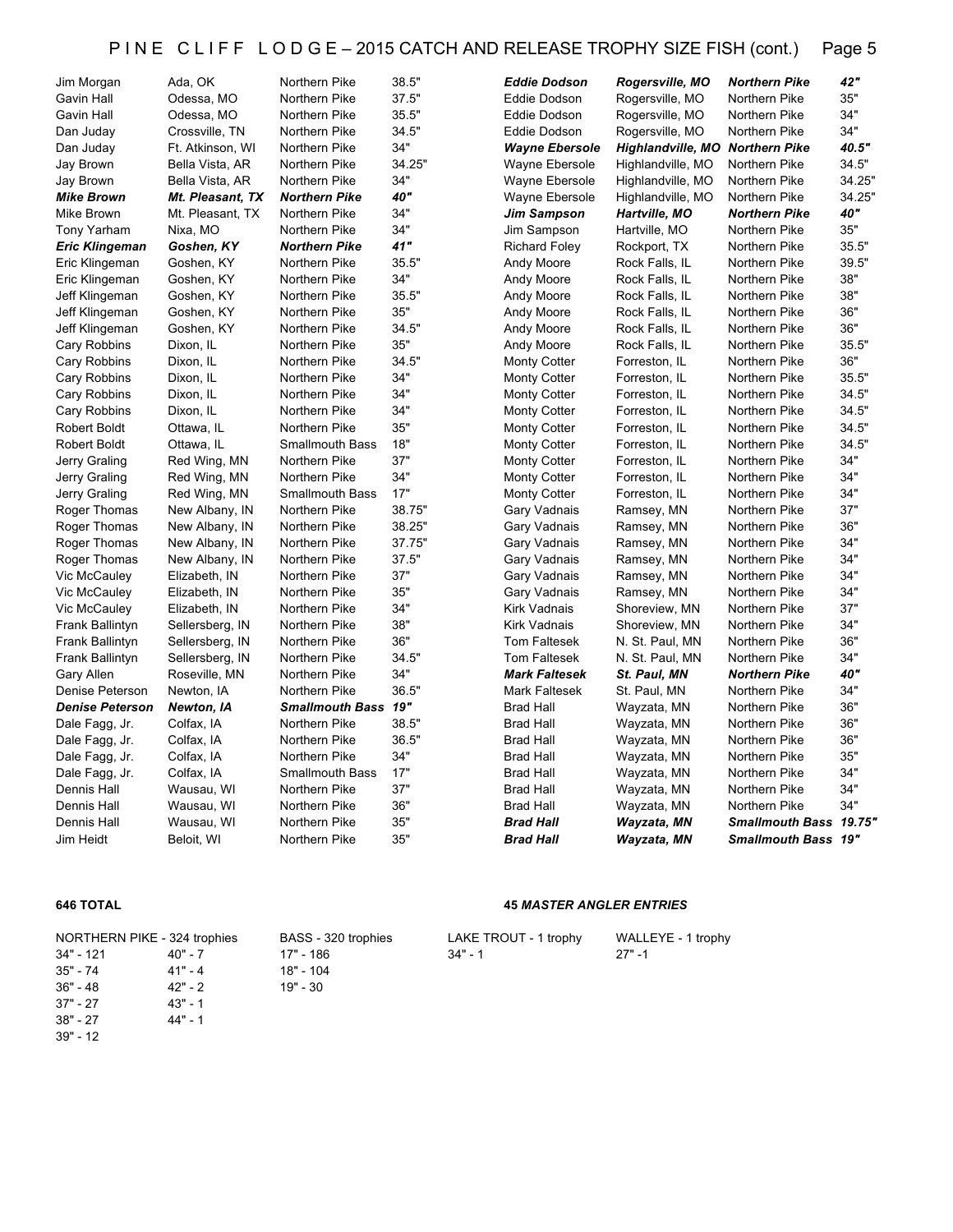# P I N E   C L I F F   L O D G E – 2015 CATCH AND RELEASE TROPHY SIZE FISH (cont.)

| | | | |
|---|---|---|---|
| Jim Morgan | Ada, OK | Northern Pike | 38.5" |
| Gavin Hall | Odessa, MO | Northern Pike | 37.5" |
| Gavin Hall | Odessa, MO | Northern Pike | 35.5" |
| Dan Juday | Crossville, TN | Northern Pike | 34.5" |
| Dan Juday | Ft. Atkinson, WI | Northern Pike | 34" |
| Jay Brown | Bella Vista, AR | Northern Pike | 34.25" |
| Jay Brown | Bella Vista, AR | Northern Pike | 34" |
| ***Mike Brown*** | ***Mt. Pleasant, TX*** | ***Northern Pike*** | ***40"*** |
| Mike Brown | Mt. Pleasant, TX | Northern Pike | 34" |
| Tony Yarham | Nixa, MO | Northern Pike | 34" |
| ***Eric Klingeman*** | ***Goshen, KY*** | ***Northern Pike*** | ***41"*** |
| Eric Klingeman | Goshen, KY | Northern Pike | 35.5" |
| Eric Klingeman | Goshen, KY | Northern Pike | 34" |
| Jeff Klingeman | Goshen, KY | Northern Pike | 35.5" |
| Jeff Klingeman | Goshen, KY | Northern Pike | 35" |
| Jeff Klingeman | Goshen, KY | Northern Pike | 34.5" |
| Cary Robbins | Dixon, IL | Northern Pike | 35" |
| Cary Robbins | Dixon, IL | Northern Pike | 34.5" |
| Cary Robbins | Dixon, IL | Northern Pike | 34" |
| Cary Robbins | Dixon, IL | Northern Pike | 34" |
| Cary Robbins | Dixon, IL | Northern Pike | 34" |
| Robert Boldt | Ottawa, IL | Northern Pike | 35" |
| Robert Boldt | Ottawa, IL | Smallmouth Bass | 18" |
| Jerry Graling | Red Wing, MN | Northern Pike | 37" |
| Jerry Graling | Red Wing, MN | Northern Pike | 34" |
| Jerry Graling | Red Wing, MN | Smallmouth Bass | 17" |
| Roger Thomas | New Albany, IN | Northern Pike | 38.75" |
| Roger Thomas | New Albany, IN | Northern Pike | 38.25" |
| Roger Thomas | New Albany, IN | Northern Pike | 37.75" |
| Roger Thomas | New Albany, IN | Northern Pike | 37.5" |
| Vic McCauley | Elizabeth, IN | Northern Pike | 37" |
| Vic McCauley | Elizabeth, IN | Northern Pike | 35" |
| Vic McCauley | Elizabeth, IN | Northern Pike | 34" |
| Frank Ballintyn | Sellersberg, IN | Northern Pike | 38" |
| Frank Ballintyn | Sellersberg, IN | Northern Pike | 36" |
| Frank Ballintyn | Sellersberg, IN | Northern Pike | 34.5" |
| Gary Allen | Roseville, MN | Northern Pike | 34" |
| Denise Peterson | Newton, IA | Northern Pike | 36.5" |
| ***Denise Peterson*** | ***Newton, IA*** | ***Smallmouth Bass*** | ***19"*** |
| Dale Fagg, Jr. | Colfax, IA | Northern Pike | 38.5" |
| Dale Fagg, Jr. | Colfax, IA | Northern Pike | 36.5" |
| Dale Fagg, Jr. | Colfax, IA | Northern Pike | 34" |
| Dale Fagg, Jr. | Colfax, IA | Smallmouth Bass | 17" |
| Dennis Hall | Wausau, WI | Northern Pike | 37" |
| Dennis Hall | Wausau, WI | Northern Pike | 36" |
| Dennis Hall | Wausau, WI | Northern Pike | 35" |
| Jim Heidt | Beloit, WI | Northern Pike | 35" |
| ***Eddie Dodson*** | ***Rogersville, MO*** | ***Northern Pike*** | ***42"*** |
| Eddie Dodson | Rogersville, MO | Northern Pike | 35" |
| Eddie Dodson | Rogersville, MO | Northern Pike | 34" |
| Eddie Dodson | Rogersville, MO | Northern Pike | 34" |
| ***Wayne Ebersole*** | ***Highlandville, MO*** | ***Northern Pike*** | ***40.5"*** |
| Wayne Ebersole | Highlandville, MO | Northern Pike | 34.5" |
| Wayne Ebersole | Highlandville, MO | Northern Pike | 34.25" |
| Wayne Ebersole | Highlandville, MO | Northern Pike | 34.25" |
| ***Jim Sampson*** | ***Hartville, MO*** | ***Northern Pike*** | ***40"*** |
| Jim Sampson | Hartville, MO | Northern Pike | 35" |
| Richard Foley | Rockport, TX | Northern Pike | 35.5" |
| Andy Moore | Rock Falls, IL | Northern Pike | 39.5" |
| Andy Moore | Rock Falls, IL | Northern Pike | 38" |
| Andy Moore | Rock Falls, IL | Northern Pike | 38" |
| Andy Moore | Rock Falls, IL | Northern Pike | 36" |
| Andy Moore | Rock Falls, IL | Northern Pike | 36" |
| Andy Moore | Rock Falls, IL | Northern Pike | 35.5" |
| Monty Cotter | Forreston, IL | Northern Pike | 36" |
| Monty Cotter | Forreston, IL | Northern Pike | 35.5" |
| Monty Cotter | Forreston, IL | Northern Pike | 34.5" |
| Monty Cotter | Forreston, IL | Northern Pike | 34.5" |
| Monty Cotter | Forreston, IL | Northern Pike | 34.5" |
| Monty Cotter | Forreston, IL | Northern Pike | 34.5" |
| Monty Cotter | Forreston, IL | Northern Pike | 34" |
| Monty Cotter | Forreston, IL | Northern Pike | 34" |
| Monty Cotter | Forreston, IL | Northern Pike | 34" |
| Gary Vadnais | Ramsey, MN | Northern Pike | 37" |
| Gary Vadnais | Ramsey, MN | Northern Pike | 36" |
| Gary Vadnais | Ramsey, MN | Northern Pike | 34" |
| Gary Vadnais | Ramsey, MN | Northern Pike | 34" |
| Gary Vadnais | Ramsey, MN | Northern Pike | 34" |
| Gary Vadnais | Ramsey, MN | Northern Pike | 34" |
| Kirk Vadnais | Shoreview, MN | Northern Pike | 37" |
| Kirk Vadnais | Shoreview, MN | Northern Pike | 34" |
| Tom Faltesek | N. St. Paul, MN | Northern Pike | 36" |
| Tom Faltesek | N. St. Paul, MN | Northern Pike | 34" |
| ***Mark Faltesek*** | ***St. Paul, MN*** | ***Northern Pike*** | ***40"*** |
| Mark Faltesek | St. Paul, MN | Northern Pike | 34" |
| Brad Hall | Wayzata, MN | Northern Pike | 36" |
| Brad Hall | Wayzata, MN | Northern Pike | 36" |
| Brad Hall | Wayzata, MN | Northern Pike | 36" |
| Brad Hall | Wayzata, MN | Northern Pike | 35" |
| Brad Hall | Wayzata, MN | Northern Pike | 34" |
| Brad Hall | Wayzata, MN | Northern Pike | 34" |
| Brad Hall | Wayzata, MN | Northern Pike | 34" |
| ***Brad Hall*** | ***Wayzata, MN*** | ***Smallmouth Bass*** | ***19.75"*** |
| ***Brad Hall*** | ***Wayzata, MN*** | ***Smallmouth Bass*** | ***19"*** |

**646 TOTAL**

**45 *MASTER ANGLER ENTRIES***

| NORTHERN PIKE - 324 trophies | | BASS - 320 trophies | LAKE TROUT - 1 trophy | WALLEYE - 1 trophy |
|---|---|---|---|---|
| 34" - 121 | 40" - 7 | 17" - 186 | 34" - 1 | 27" -1 |
| 35" - 74 | 41" - 4 | 18" - 104 | | |
| 36" - 48 | 42" - 2 | 19" - 30 | | |
| 37" - 27 | 43" - 1 | | | |
| 38" - 27 | 44" - 1 | | | |
| 39" - 12 | | | | |